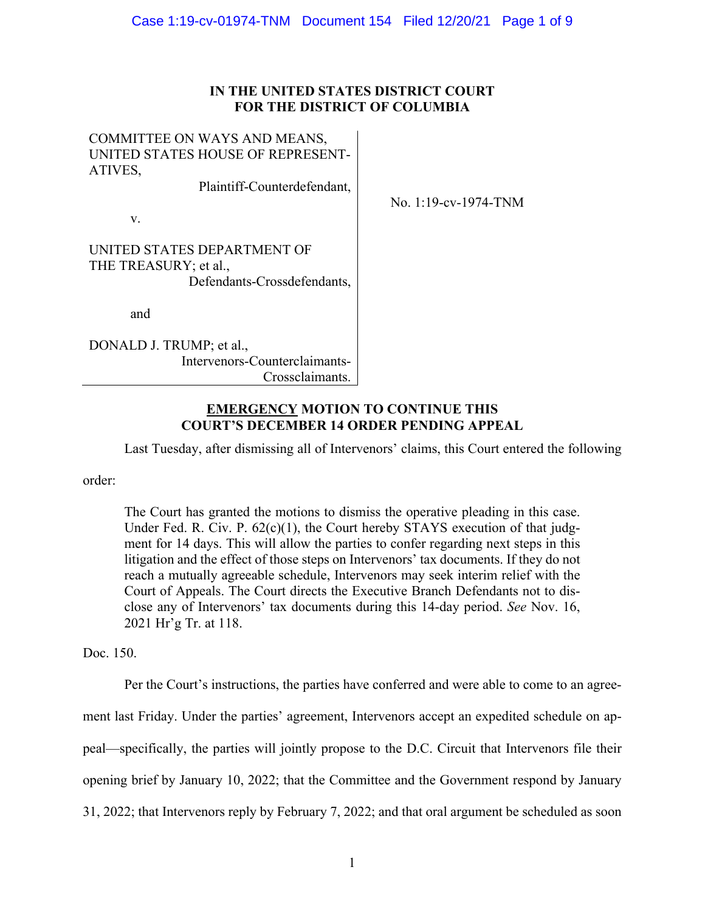**IN THE UNITED STATES DISTRICT COURT**
**FOR THE DISTRICT OF COLUMBIA**

| | |
|---|---|
| COMMITTEE ON WAYS AND MEANS, UNITED STATES HOUSE OF REPRESENTATIVES, Plaintiff-Counterdefendant, v. UNITED STATES DEPARTMENT OF THE TREASURY; et al., Defendants-Crossdefendants, and DONALD J. TRUMP; et al., Intervenors-Counterclaimants-Crossclaimants. | No. 1:19-cv-1974-TNM |

**EMERGENCY MOTION TO CONTINUE THIS COURT'S DECEMBER 14 ORDER PENDING APPEAL**

Last Tuesday, after dismissing all of Intervenors' claims, this Court entered the following order:

> The Court has granted the motions to dismiss the operative pleading in this case. Under Fed. R. Civ. P. 62(c)(1), the Court hereby STAYS execution of that judgment for 14 days. This will allow the parties to confer regarding next steps in this litigation and the effect of those steps on Intervenors' tax documents. If they do not reach a mutually agreeable schedule, Intervenors may seek interim relief with the Court of Appeals. The Court directs the Executive Branch Defendants not to disclose any of Intervenors' tax documents during this 14-day period. *See* Nov. 16, 2021 Hr'g Tr. at 118.

Doc. 150.

Per the Court's instructions, the parties have conferred and were able to come to an agreement last Friday. Under the parties' agreement, Intervenors accept an expedited schedule on appeal—specifically, the parties will jointly propose to the D.C. Circuit that Intervenors file their opening brief by January 10, 2022; that the Committee and the Government respond by January 31, 2022; that Intervenors reply by February 7, 2022; and that oral argument be scheduled as soon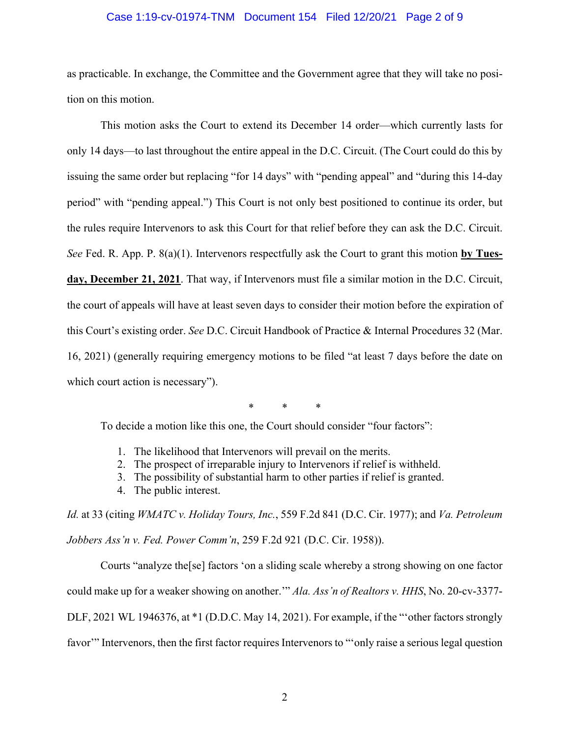as practicable. In exchange, the Committee and the Government agree that they will take no position on this motion.

This motion asks the Court to extend its December 14 order—which currently lasts for only 14 days—to last throughout the entire appeal in the D.C. Circuit. (The Court could do this by issuing the same order but replacing "for 14 days" with "pending appeal" and "during this 14-day period" with "pending appeal.") This Court is not only best positioned to continue its order, but the rules require Intervenors to ask this Court for that relief before they can ask the D.C. Circuit. *See* Fed. R. App. P. 8(a)(1). Intervenors respectfully ask the Court to grant this motion **by Tuesday, December 21, 2021**. That way, if Intervenors must file a similar motion in the D.C. Circuit, the court of appeals will have at least seven days to consider their motion before the expiration of this Court's existing order. *See* D.C. Circuit Handbook of Practice & Internal Procedures 32 (Mar. 16, 2021) (generally requiring emergency motions to be filed "at least 7 days before the date on which court action is necessary").

\* \* \*

To decide a motion like this one, the Court should consider "four factors":

1. The likelihood that Intervenors will prevail on the merits.
2. The prospect of irreparable injury to Intervenors if relief is withheld.
3. The possibility of substantial harm to other parties if relief is granted.
4. The public interest.

*Id.* at 33 (citing *WMATC v. Holiday Tours, Inc.*, 559 F.2d 841 (D.C. Cir. 1977); and *Va. Petroleum Jobbers Ass'n v. Fed. Power Comm'n*, 259 F.2d 921 (D.C. Cir. 1958)).

Courts "analyze the[se] factors 'on a sliding scale whereby a strong showing on one factor could make up for a weaker showing on another.'" *Ala. Ass'n of Realtors v. HHS*, No. 20-cv-3377-DLF, 2021 WL 1946376, at *1 (D.D.C. May 14, 2021). For example, if the "'other factors strongly favor'" Intervenors, then the first factor requires Intervenors to "'only raise a serious legal question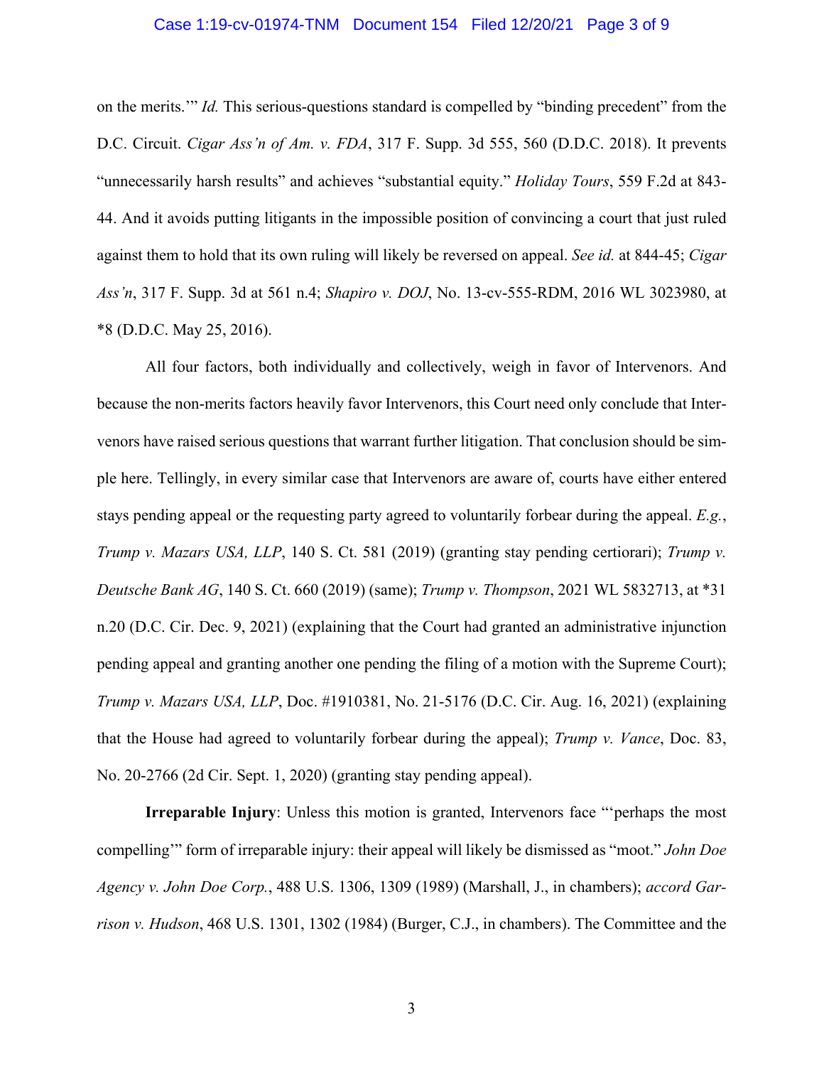on the merits.'" *Id.* This serious-questions standard is compelled by "binding precedent" from the D.C. Circuit. *Cigar Ass'n of Am. v. FDA*, 317 F. Supp. 3d 555, 560 (D.D.C. 2018). It prevents "unnecessarily harsh results" and achieves "substantial equity." *Holiday Tours*, 559 F.2d at 843-44. And it avoids putting litigants in the impossible position of convincing a court that just ruled against them to hold that its own ruling will likely be reversed on appeal. *See id.* at 844-45; *Cigar Ass'n*, 317 F. Supp. 3d at 561 n.4; *Shapiro v. DOJ*, No. 13-cv-555-RDM, 2016 WL 3023980, at *8 (D.D.C. May 25, 2016).

All four factors, both individually and collectively, weigh in favor of Intervenors. And because the non-merits factors heavily favor Intervenors, this Court need only conclude that Intervenors have raised serious questions that warrant further litigation. That conclusion should be simple here. Tellingly, in every similar case that Intervenors are aware of, courts have either entered stays pending appeal or the requesting party agreed to voluntarily forbear during the appeal. *E.g.*, *Trump v. Mazars USA, LLP*, 140 S. Ct. 581 (2019) (granting stay pending certiorari); *Trump v. Deutsche Bank AG*, 140 S. Ct. 660 (2019) (same); *Trump v. Thompson*, 2021 WL 5832713, at *31 n.20 (D.C. Cir. Dec. 9, 2021) (explaining that the Court had granted an administrative injunction pending appeal and granting another one pending the filing of a motion with the Supreme Court); *Trump v. Mazars USA, LLP*, Doc. #1910381, No. 21-5176 (D.C. Cir. Aug. 16, 2021) (explaining that the House had agreed to voluntarily forbear during the appeal); *Trump v. Vance*, Doc. 83, No. 20-2766 (2d Cir. Sept. 1, 2020) (granting stay pending appeal).

**Irreparable Injury**: Unless this motion is granted, Intervenors face "'perhaps the most compelling'" form of irreparable injury: their appeal will likely be dismissed as "moot." *John Doe Agency v. John Doe Corp.*, 488 U.S. 1306, 1309 (1989) (Marshall, J., in chambers); *accord Garrison v. Hudson*, 468 U.S. 1301, 1302 (1984) (Burger, C.J., in chambers). The Committee and the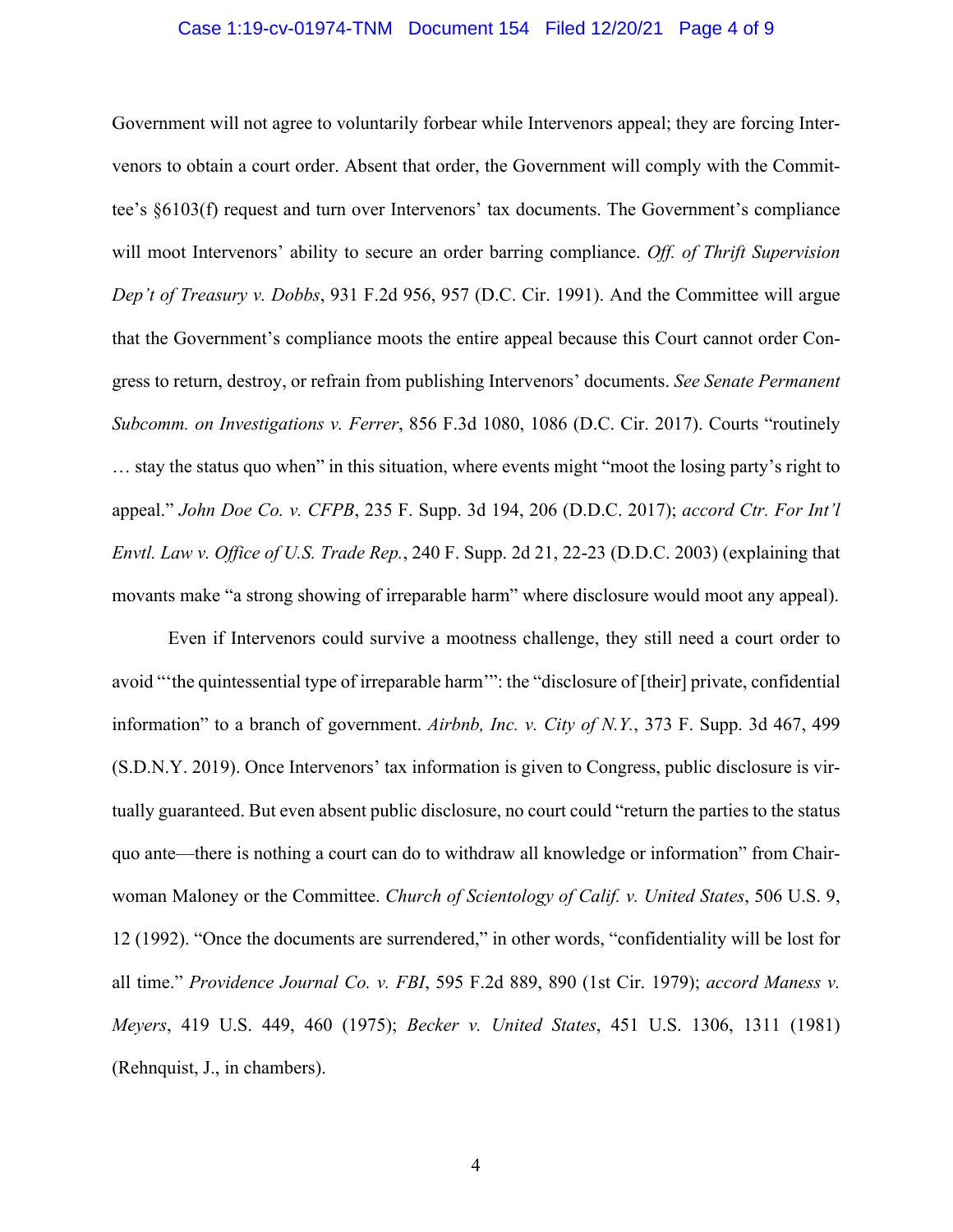Government will not agree to voluntarily forbear while Intervenors appeal; they are forcing Intervenors to obtain a court order. Absent that order, the Government will comply with the Committee's §6103(f) request and turn over Intervenors' tax documents. The Government's compliance will moot Intervenors' ability to secure an order barring compliance. *Off. of Thrift Supervision Dep't of Treasury v. Dobbs*, 931 F.2d 956, 957 (D.C. Cir. 1991). And the Committee will argue that the Government's compliance moots the entire appeal because this Court cannot order Congress to return, destroy, or refrain from publishing Intervenors' documents. *See Senate Permanent Subcomm. on Investigations v. Ferrer*, 856 F.3d 1080, 1086 (D.C. Cir. 2017). Courts "routinely … stay the status quo when" in this situation, where events might "moot the losing party's right to appeal." *John Doe Co. v. CFPB*, 235 F. Supp. 3d 194, 206 (D.D.C. 2017); *accord Ctr. For Int'l Envtl. Law v. Office of U.S. Trade Rep.*, 240 F. Supp. 2d 21, 22-23 (D.D.C. 2003) (explaining that movants make "a strong showing of irreparable harm" where disclosure would moot any appeal).

Even if Intervenors could survive a mootness challenge, they still need a court order to avoid "'the quintessential type of irreparable harm'": the "disclosure of [their] private, confidential information" to a branch of government. *Airbnb, Inc. v. City of N.Y.*, 373 F. Supp. 3d 467, 499 (S.D.N.Y. 2019). Once Intervenors' tax information is given to Congress, public disclosure is virtually guaranteed. But even absent public disclosure, no court could "return the parties to the status quo ante—there is nothing a court can do to withdraw all knowledge or information" from Chairwoman Maloney or the Committee. *Church of Scientology of Calif. v. United States*, 506 U.S. 9, 12 (1992). "Once the documents are surrendered," in other words, "confidentiality will be lost for all time." *Providence Journal Co. v. FBI*, 595 F.2d 889, 890 (1st Cir. 1979); *accord Maness v. Meyers*, 419 U.S. 449, 460 (1975); *Becker v. United States*, 451 U.S. 1306, 1311 (1981) (Rehnquist, J., in chambers).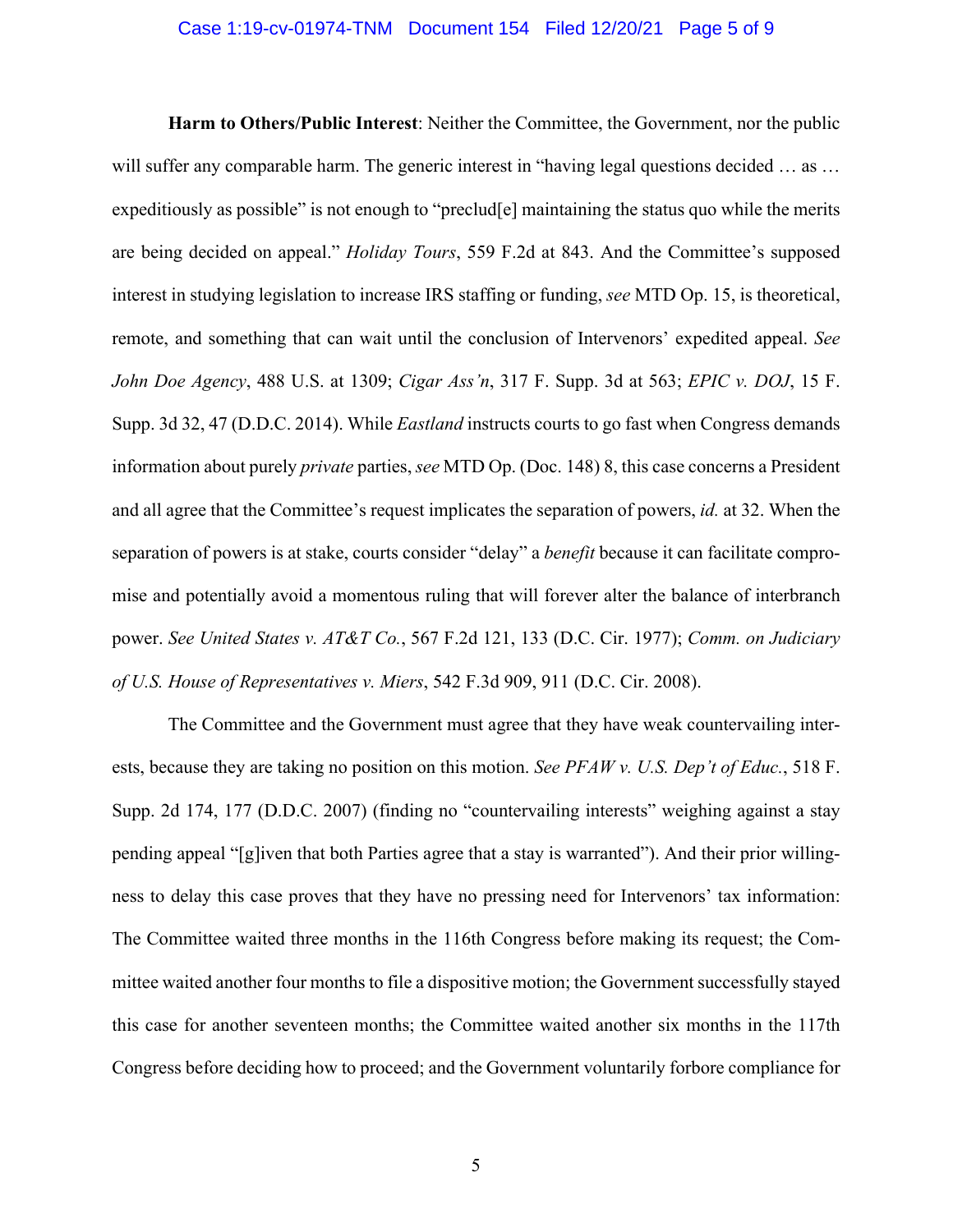**Harm to Others/Public Interest**: Neither the Committee, the Government, nor the public will suffer any comparable harm. The generic interest in "having legal questions decided … as … expeditiously as possible" is not enough to "preclud[e] maintaining the status quo while the merits are being decided on appeal." *Holiday Tours*, 559 F.2d at 843. And the Committee's supposed interest in studying legislation to increase IRS staffing or funding, *see* MTD Op. 15, is theoretical, remote, and something that can wait until the conclusion of Intervenors' expedited appeal. *See John Doe Agency*, 488 U.S. at 1309; *Cigar Ass'n*, 317 F. Supp. 3d at 563; *EPIC v. DOJ*, 15 F. Supp. 3d 32, 47 (D.D.C. 2014). While *Eastland* instructs courts to go fast when Congress demands information about purely *private* parties, *see* MTD Op. (Doc. 148) 8, this case concerns a President and all agree that the Committee's request implicates the separation of powers, *id.* at 32. When the separation of powers is at stake, courts consider "delay" a *benefit* because it can facilitate compromise and potentially avoid a momentous ruling that will forever alter the balance of interbranch power. *See United States v. AT&T Co.*, 567 F.2d 121, 133 (D.C. Cir. 1977); *Comm. on Judiciary of U.S. House of Representatives v. Miers*, 542 F.3d 909, 911 (D.C. Cir. 2008).

The Committee and the Government must agree that they have weak countervailing interests, because they are taking no position on this motion. *See PFAW v. U.S. Dep't of Educ.*, 518 F. Supp. 2d 174, 177 (D.D.C. 2007) (finding no "countervailing interests" weighing against a stay pending appeal "[g]iven that both Parties agree that a stay is warranted"). And their prior willingness to delay this case proves that they have no pressing need for Intervenors' tax information: The Committee waited three months in the 116th Congress before making its request; the Committee waited another four months to file a dispositive motion; the Government successfully stayed this case for another seventeen months; the Committee waited another six months in the 117th Congress before deciding how to proceed; and the Government voluntarily forbore compliance for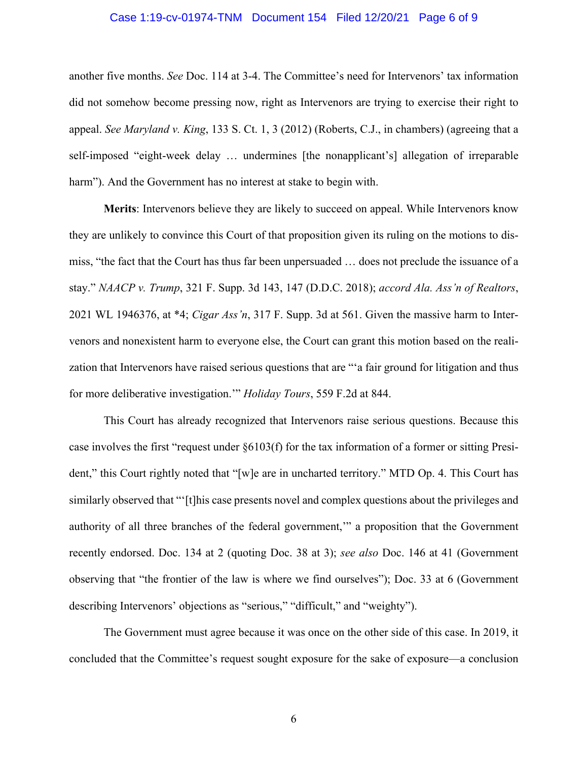another five months. *See* Doc. 114 at 3-4. The Committee's need for Intervenors' tax information did not somehow become pressing now, right as Intervenors are trying to exercise their right to appeal. *See Maryland v. King*, 133 S. Ct. 1, 3 (2012) (Roberts, C.J., in chambers) (agreeing that a self-imposed "eight-week delay … undermines [the nonapplicant's] allegation of irreparable harm"). And the Government has no interest at stake to begin with.

**Merits**: Intervenors believe they are likely to succeed on appeal. While Intervenors know they are unlikely to convince this Court of that proposition given its ruling on the motions to dismiss, "the fact that the Court has thus far been unpersuaded … does not preclude the issuance of a stay." *NAACP v. Trump*, 321 F. Supp. 3d 143, 147 (D.D.C. 2018); *accord Ala. Ass'n of Realtors*, 2021 WL 1946376, at *4; *Cigar Ass'n*, 317 F. Supp. 3d at 561. Given the massive harm to Intervenors and nonexistent harm to everyone else, the Court can grant this motion based on the realization that Intervenors have raised serious questions that are "'a fair ground for litigation and thus for more deliberative investigation.'" *Holiday Tours*, 559 F.2d at 844.

This Court has already recognized that Intervenors raise serious questions. Because this case involves the first "request under §6103(f) for the tax information of a former or sitting President," this Court rightly noted that "[w]e are in uncharted territory." MTD Op. 4. This Court has similarly observed that "'[t]his case presents novel and complex questions about the privileges and authority of all three branches of the federal government,'" a proposition that the Government recently endorsed. Doc. 134 at 2 (quoting Doc. 38 at 3); *see also* Doc. 146 at 41 (Government observing that "the frontier of the law is where we find ourselves"); Doc. 33 at 6 (Government describing Intervenors' objections as "serious," "difficult," and "weighty").

The Government must agree because it was once on the other side of this case. In 2019, it concluded that the Committee's request sought exposure for the sake of exposure—a conclusion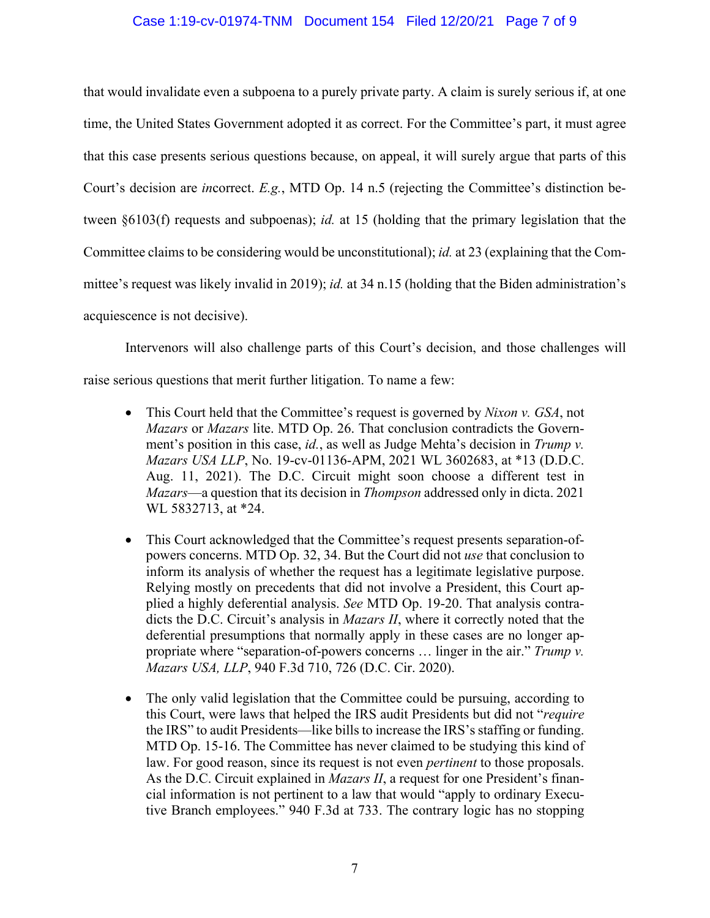that would invalidate even a subpoena to a purely private party. A claim is surely serious if, at one time, the United States Government adopted it as correct. For the Committee's part, it must agree that this case presents serious questions because, on appeal, it will surely argue that parts of this Court's decision are *in*correct. *E.g.*, MTD Op. 14 n.5 (rejecting the Committee's distinction between §6103(f) requests and subpoenas); *id.* at 15 (holding that the primary legislation that the Committee claims to be considering would be unconstitutional); *id.* at 23 (explaining that the Committee's request was likely invalid in 2019); *id.* at 34 n.15 (holding that the Biden administration's acquiescence is not decisive).

Intervenors will also challenge parts of this Court's decision, and those challenges will raise serious questions that merit further litigation. To name a few:

- This Court held that the Committee's request is governed by *Nixon v. GSA*, not *Mazars* or *Mazars* lite. MTD Op. 26. That conclusion contradicts the Government's position in this case, *id.*, as well as Judge Mehta's decision in *Trump v. Mazars USA LLP*, No. 19-cv-01136-APM, 2021 WL 3602683, at *13 (D.D.C. Aug. 11, 2021). The D.C. Circuit might soon choose a different test in *Mazars*—a question that its decision in *Thompson* addressed only in dicta. 2021 WL 5832713, at *24.

- This Court acknowledged that the Committee's request presents separation-of-powers concerns. MTD Op. 32, 34. But the Court did not *use* that conclusion to inform its analysis of whether the request has a legitimate legislative purpose. Relying mostly on precedents that did not involve a President, this Court applied a highly deferential analysis. *See* MTD Op. 19-20. That analysis contradicts the D.C. Circuit's analysis in *Mazars II*, where it correctly noted that the deferential presumptions that normally apply in these cases are no longer appropriate where "separation-of-powers concerns … linger in the air." *Trump v. Mazars USA, LLP*, 940 F.3d 710, 726 (D.C. Cir. 2020).

- The only valid legislation that the Committee could be pursuing, according to this Court, were laws that helped the IRS audit Presidents but did not "*require* the IRS" to audit Presidents—like bills to increase the IRS's staffing or funding. MTD Op. 15-16. The Committee has never claimed to be studying this kind of law. For good reason, since its request is not even *pertinent* to those proposals. As the D.C. Circuit explained in *Mazars II*, a request for one President's financial information is not pertinent to a law that would "apply to ordinary Executive Branch employees." 940 F.3d at 733. The contrary logic has no stopping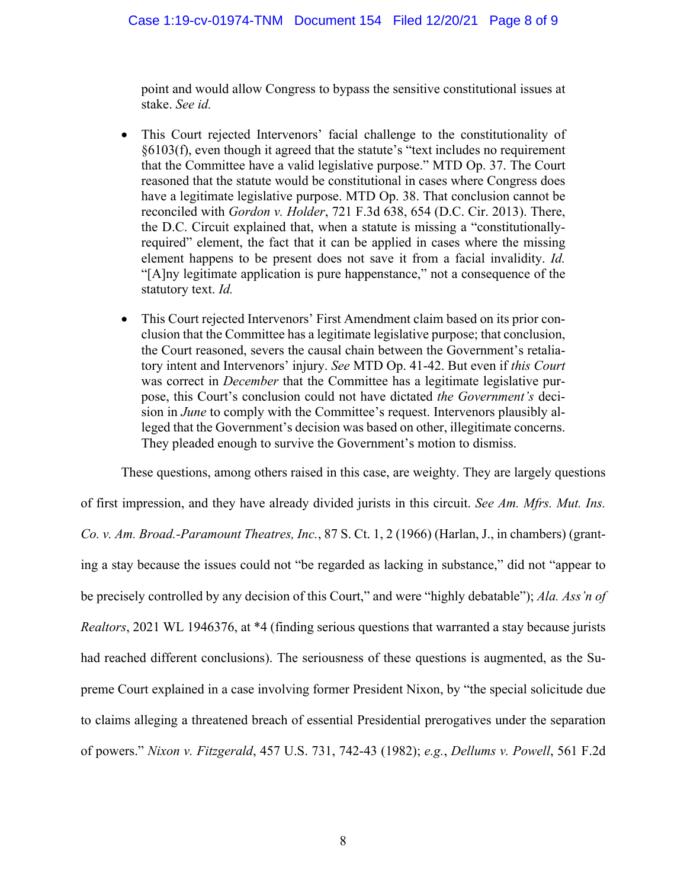point and would allow Congress to bypass the sensitive constitutional issues at stake. *See id.*

- This Court rejected Intervenors' facial challenge to the constitutionality of §6103(f), even though it agreed that the statute's "text includes no requirement that the Committee have a valid legislative purpose." MTD Op. 37. The Court reasoned that the statute would be constitutional in cases where Congress does have a legitimate legislative purpose. MTD Op. 38. That conclusion cannot be reconciled with *Gordon v. Holder*, 721 F.3d 638, 654 (D.C. Cir. 2013). There, the D.C. Circuit explained that, when a statute is missing a "constitutionally-required" element, the fact that it can be applied in cases where the missing element happens to be present does not save it from a facial invalidity. *Id.* "[A]ny legitimate application is pure happenstance," not a consequence of the statutory text. *Id.*

- This Court rejected Intervenors' First Amendment claim based on its prior conclusion that the Committee has a legitimate legislative purpose; that conclusion, the Court reasoned, severs the causal chain between the Government's retaliatory intent and Intervenors' injury. *See* MTD Op. 41-42. But even if *this Court* was correct in *December* that the Committee has a legitimate legislative purpose, this Court's conclusion could not have dictated *the Government's* decision in *June* to comply with the Committee's request. Intervenors plausibly alleged that the Government's decision was based on other, illegitimate concerns. They pleaded enough to survive the Government's motion to dismiss.

These questions, among others raised in this case, are weighty. They are largely questions of first impression, and they have already divided jurists in this circuit. *See Am. Mfrs. Mut. Ins. Co. v. Am. Broad.-Paramount Theatres, Inc.*, 87 S. Ct. 1, 2 (1966) (Harlan, J., in chambers) (granting a stay because the issues could not "be regarded as lacking in substance," did not "appear to be precisely controlled by any decision of this Court," and were "highly debatable"); *Ala. Ass'n of Realtors*, 2021 WL 1946376, at *4 (finding serious questions that warranted a stay because jurists had reached different conclusions). The seriousness of these questions is augmented, as the Supreme Court explained in a case involving former President Nixon, by "the special solicitude due to claims alleging a threatened breach of essential Presidential prerogatives under the separation of powers." *Nixon v. Fitzgerald*, 457 U.S. 731, 742-43 (1982); *e.g.*, *Dellums v. Powell*, 561 F.2d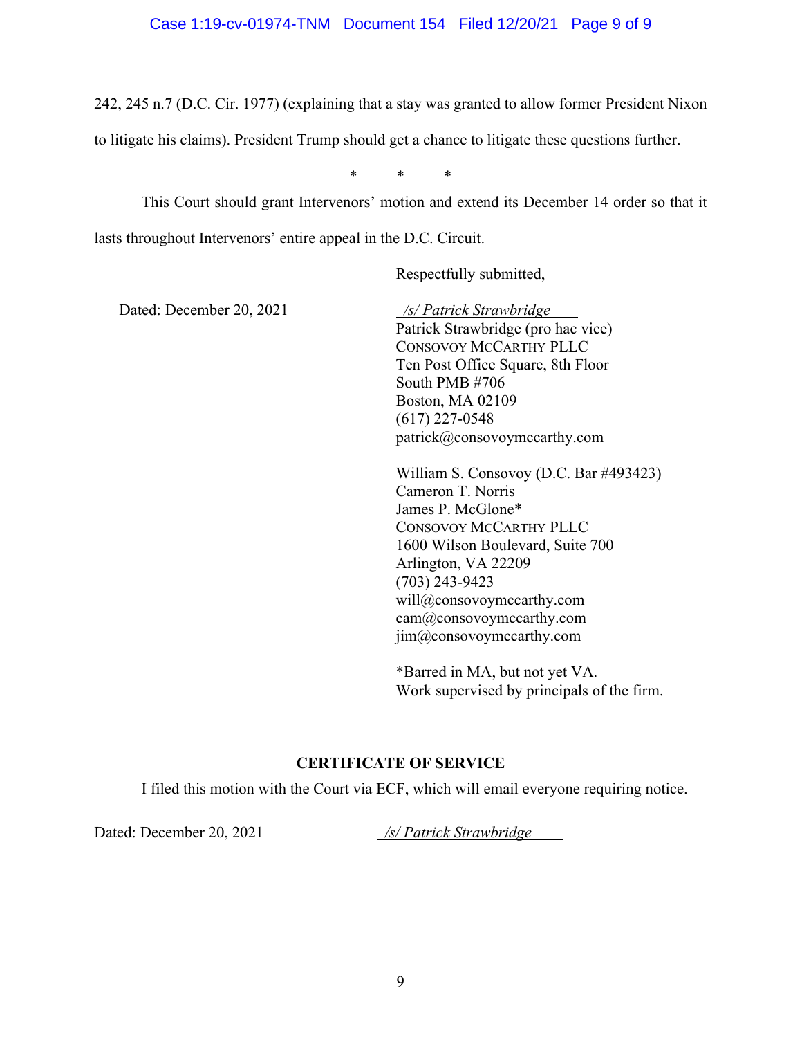242, 245 n.7 (D.C. Cir. 1977) (explaining that a stay was granted to allow former President Nixon to litigate his claims). President Trump should get a chance to litigate these questions further.

\* \* \*

This Court should grant Intervenors' motion and extend its December 14 order so that it lasts throughout Intervenors' entire appeal in the D.C. Circuit.

Respectfully submitted,

Dated: December 20, 2021

*/s/ Patrick Strawbridge*
Patrick Strawbridge (pro hac vice)
CONSOVOY MCCARTHY PLLC
Ten Post Office Square, 8th Floor
South PMB #706
Boston, MA 02109
(617) 227-0548
patrick@consovoymccarthy.com

William S. Consovoy (D.C. Bar #493423)
Cameron T. Norris
James P. McGlone*
CONSOVOY MCCARTHY PLLC
1600 Wilson Boulevard, Suite 700
Arlington, VA 22209
(703) 243-9423
will@consovoymccarthy.com
cam@consovoymccarthy.com
jim@consovoymccarthy.com

*Barred in MA, but not yet VA.
Work supervised by principals of the firm.

**CERTIFICATE OF SERVICE**

I filed this motion with the Court via ECF, which will email everyone requiring notice.

Dated: December 20, 2021

*/s/ Patrick Strawbridge*